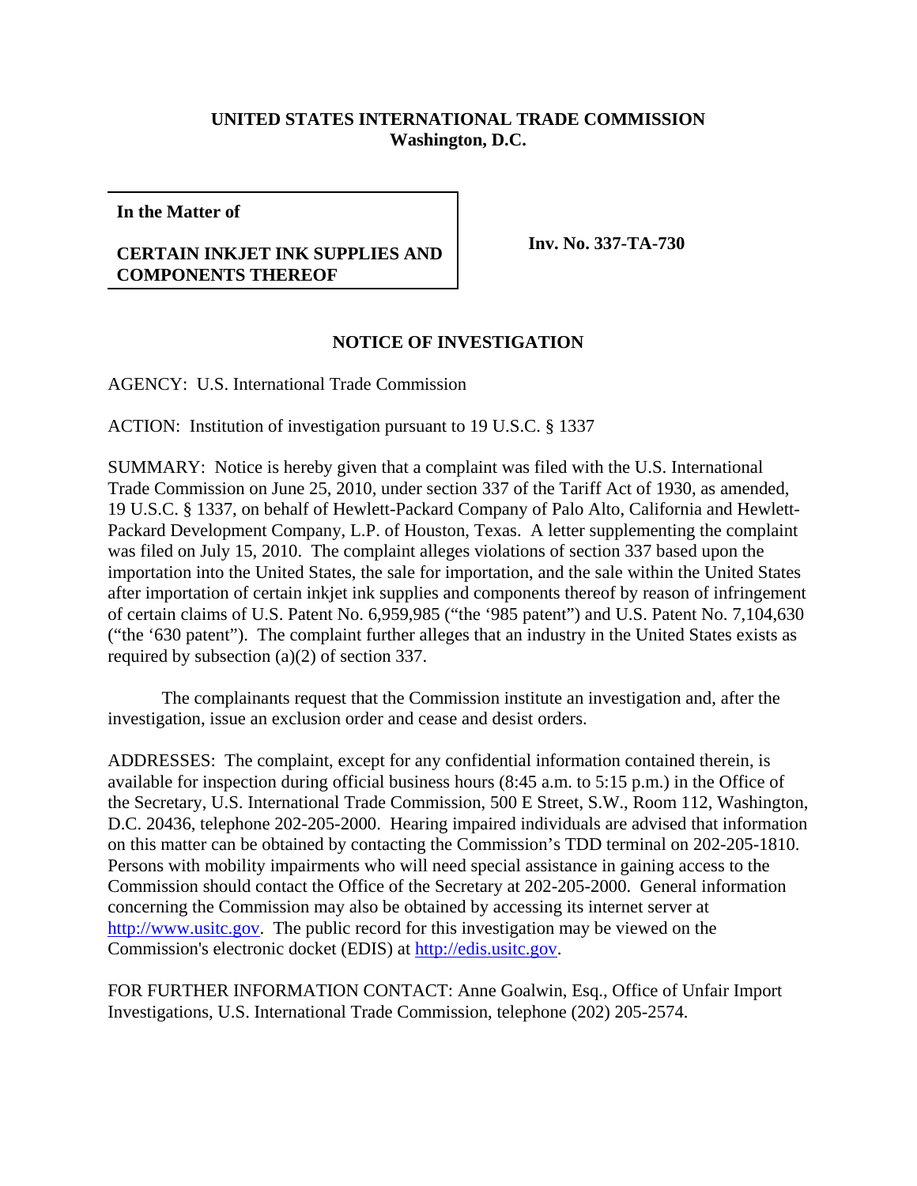**UNITED STATES INTERNATIONAL TRADE COMMISSION**
**Washington, D.C.**

| **In the Matter of** **CERTAIN INKJET INK SUPPLIES AND COMPONENTS THEREOF** | **Inv. No. 337-TA-730** |
|---|---|

## NOTICE OF INVESTIGATION

AGENCY: U.S. International Trade Commission

ACTION: Institution of investigation pursuant to 19 U.S.C. § 1337

SUMMARY: Notice is hereby given that a complaint was filed with the U.S. International Trade Commission on June 25, 2010, under section 337 of the Tariff Act of 1930, as amended, 19 U.S.C. § 1337, on behalf of Hewlett-Packard Company of Palo Alto, California and Hewlett-Packard Development Company, L.P. of Houston, Texas. A letter supplementing the complaint was filed on July 15, 2010. The complaint alleges violations of section 337 based upon the importation into the United States, the sale for importation, and the sale within the United States after importation of certain inkjet ink supplies and components thereof by reason of infringement of certain claims of U.S. Patent No. 6,959,985 ("the '985 patent") and U.S. Patent No. 7,104,630 ("the '630 patent"). The complaint further alleges that an industry in the United States exists as required by subsection (a)(2) of section 337.

The complainants request that the Commission institute an investigation and, after the investigation, issue an exclusion order and cease and desist orders.

ADDRESSES: The complaint, except for any confidential information contained therein, is available for inspection during official business hours (8:45 a.m. to 5:15 p.m.) in the Office of the Secretary, U.S. International Trade Commission, 500 E Street, S.W., Room 112, Washington, D.C. 20436, telephone 202-205-2000. Hearing impaired individuals are advised that information on this matter can be obtained by contacting the Commission's TDD terminal on 202-205-1810. Persons with mobility impairments who will need special assistance in gaining access to the Commission should contact the Office of the Secretary at 202-205-2000. General information concerning the Commission may also be obtained by accessing its internet server at http://www.usitc.gov. The public record for this investigation may be viewed on the Commission's electronic docket (EDIS) at http://edis.usitc.gov.

FOR FURTHER INFORMATION CONTACT: Anne Goalwin, Esq., Office of Unfair Import Investigations, U.S. International Trade Commission, telephone (202) 205-2574.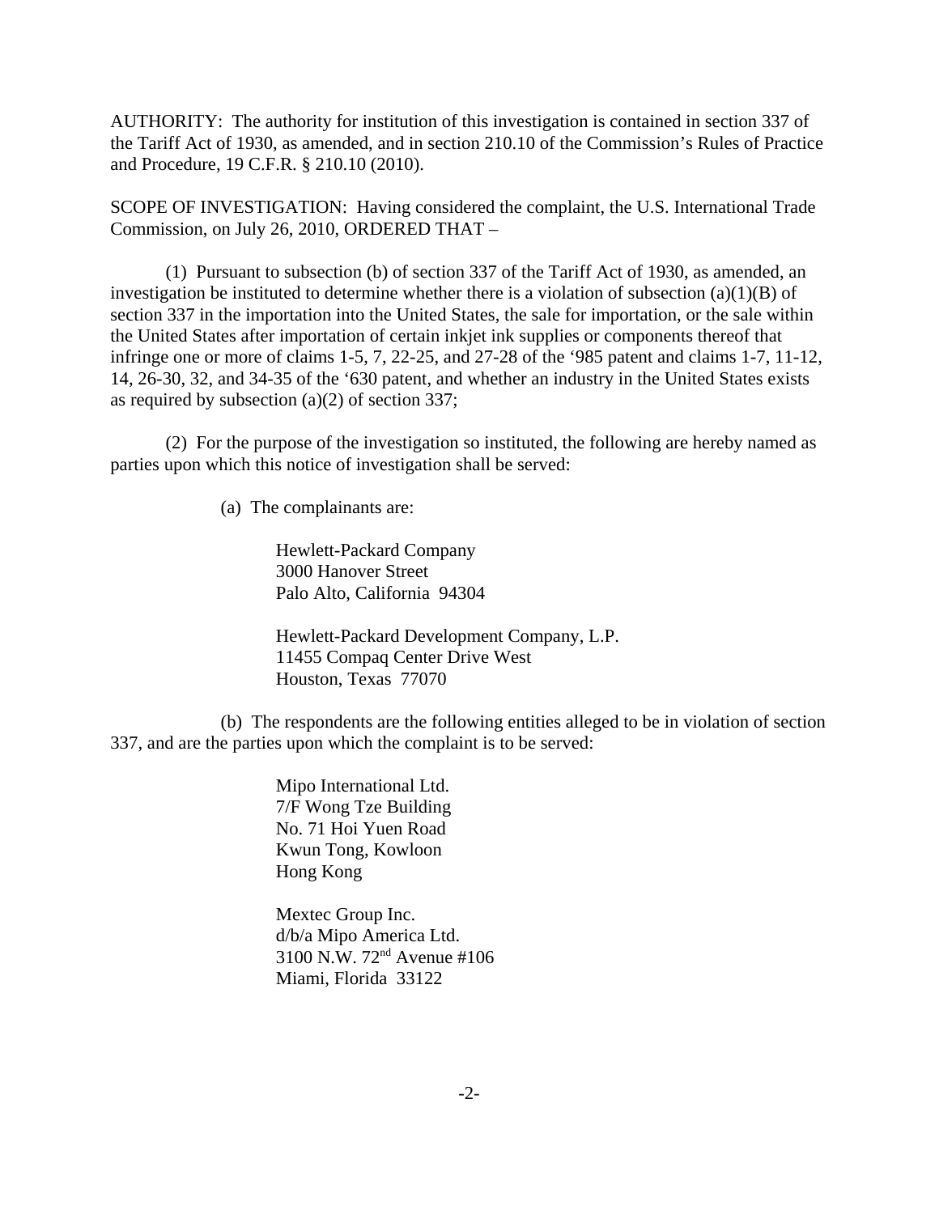AUTHORITY: The authority for institution of this investigation is contained in section 337 of the Tariff Act of 1930, as amended, and in section 210.10 of the Commission's Rules of Practice and Procedure, 19 C.F.R. § 210.10 (2010).

SCOPE OF INVESTIGATION: Having considered the complaint, the U.S. International Trade Commission, on July 26, 2010, ORDERED THAT –

(1) Pursuant to subsection (b) of section 337 of the Tariff Act of 1930, as amended, an investigation be instituted to determine whether there is a violation of subsection (a)(1)(B) of section 337 in the importation into the United States, the sale for importation, or the sale within the United States after importation of certain inkjet ink supplies or components thereof that infringe one or more of claims 1-5, 7, 22-25, and 27-28 of the '985 patent and claims 1-7, 11-12, 14, 26-30, 32, and 34-35 of the '630 patent, and whether an industry in the United States exists as required by subsection (a)(2) of section 337;

(2) For the purpose of the investigation so instituted, the following are hereby named as parties upon which this notice of investigation shall be served:

(a) The complainants are:

Hewlett-Packard Company
3000 Hanover Street
Palo Alto, California 94304

Hewlett-Packard Development Company, L.P.
11455 Compaq Center Drive West
Houston, Texas 77070

(b) The respondents are the following entities alleged to be in violation of section 337, and are the parties upon which the complaint is to be served:

Mipo International Ltd.
7/F Wong Tze Building
No. 71 Hoi Yuen Road
Kwun Tong, Kowloon
Hong Kong

Mextec Group Inc.
d/b/a Mipo America Ltd.
3100 N.W. 72nd Avenue #106
Miami, Florida 33122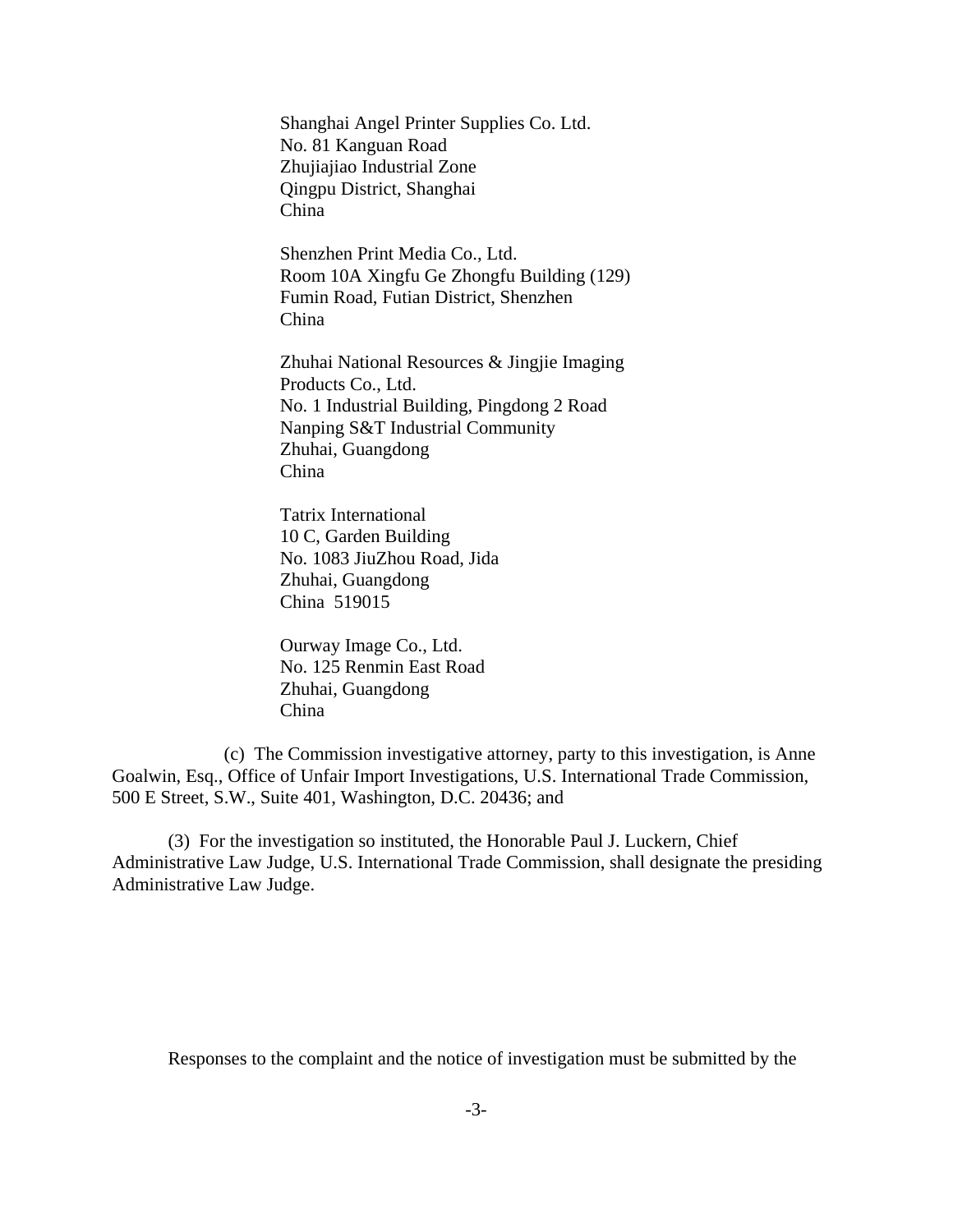Shanghai Angel Printer Supplies Co. Ltd.
No. 81 Kanguan Road
Zhujiajiao Industrial Zone
Qingpu District, Shanghai
China

Shenzhen Print Media Co., Ltd.
Room 10A Xingfu Ge Zhongfu Building (129)
Fumin Road, Futian District, Shenzhen
China

Zhuhai National Resources & Jingjie Imaging
Products Co., Ltd.
No. 1 Industrial Building, Pingdong 2 Road
Nanping S&T Industrial Community
Zhuhai, Guangdong
China

Tatrix International
10 C, Garden Building
No. 1083 JiuZhou Road, Jida
Zhuhai, Guangdong
China 519015

Ourway Image Co., Ltd.
No. 125 Renmin East Road
Zhuhai, Guangdong
China

(c) The Commission investigative attorney, party to this investigation, is Anne Goalwin, Esq., Office of Unfair Import Investigations, U.S. International Trade Commission, 500 E Street, S.W., Suite 401, Washington, D.C. 20436; and

(3) For the investigation so instituted, the Honorable Paul J. Luckern, Chief Administrative Law Judge, U.S. International Trade Commission, shall designate the presiding Administrative Law Judge.

Responses to the complaint and the notice of investigation must be submitted by the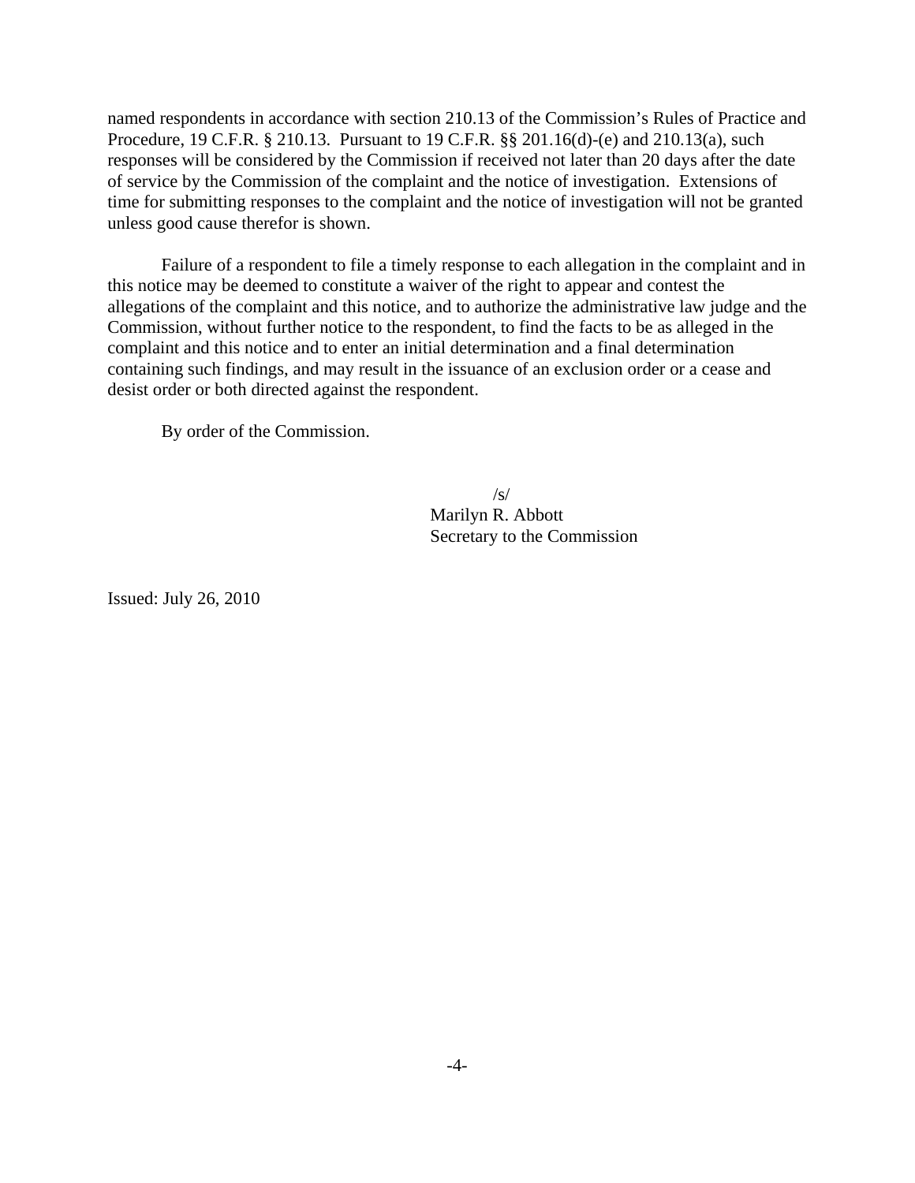named respondents in accordance with section 210.13 of the Commission's Rules of Practice and Procedure, 19 C.F.R. § 210.13. Pursuant to 19 C.F.R. §§ 201.16(d)-(e) and 210.13(a), such responses will be considered by the Commission if received not later than 20 days after the date of service by the Commission of the complaint and the notice of investigation. Extensions of time for submitting responses to the complaint and the notice of investigation will not be granted unless good cause therefor is shown.

Failure of a respondent to file a timely response to each allegation in the complaint and in this notice may be deemed to constitute a waiver of the right to appear and contest the allegations of the complaint and this notice, and to authorize the administrative law judge and the Commission, without further notice to the respondent, to find the facts to be as alleged in the complaint and this notice and to enter an initial determination and a final determination containing such findings, and may result in the issuance of an exclusion order or a cease and desist order or both directed against the respondent.

By order of the Commission.

/s/
Marilyn R. Abbott
Secretary to the Commission

Issued: July 26, 2010